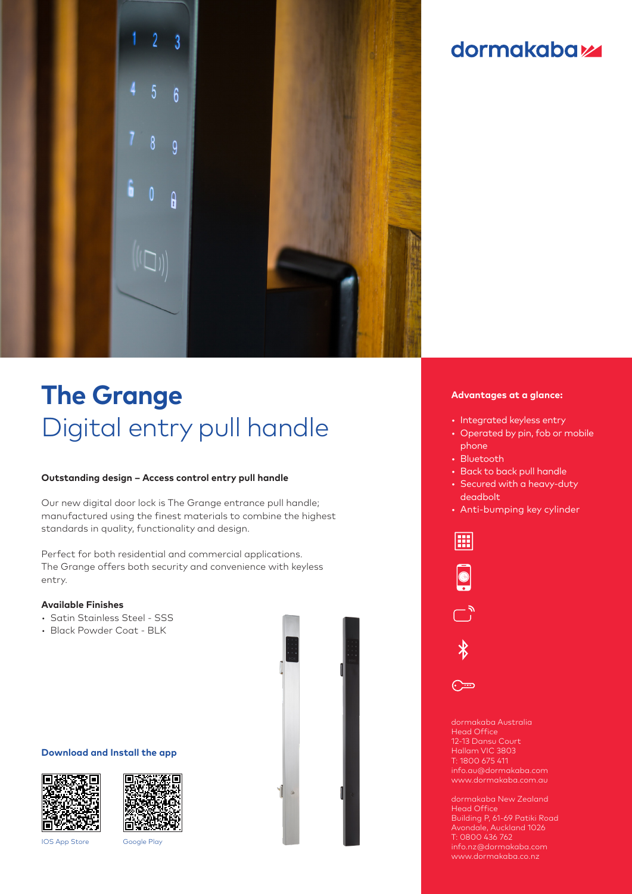dormakaba

# The Grange
## Digital entry pull handle

**Outstanding design – Access control entry pull handle**

Our new digital door lock is The Grange entrance pull handle; manufactured using the finest materials to combine the highest standards in quality, functionality and design.

Perfect for both residential and commercial applications. The Grange offers both security and convenience with keyless entry.

**Available Finishes**

- Satin Stainless Steel - SSS
- Black Powder Coat - BLK

**Download and Install the app**

IOS App Store

Google Play

**Advantages at a glance:**

- Integrated keyless entry
- Operated by pin, fob or mobile phone
- Bluetooth
- Back to back pull handle
- Secured with a heavy-duty deadbolt
- Anti-bumping key cylinder

dormakaba Australia
Head Office
12-13 Dansu Court
Hallam VIC 3803
T: 1800 675 411
info.au@dormakaba.com
www.dormakaba.com.au

dormakaba New Zealand
Head Office
Building P, 61-69 Patiki Road
Avondale, Auckland 1026
T: 0800 436 762
info.nz@dormakaba.com
www.dormakaba.co.nz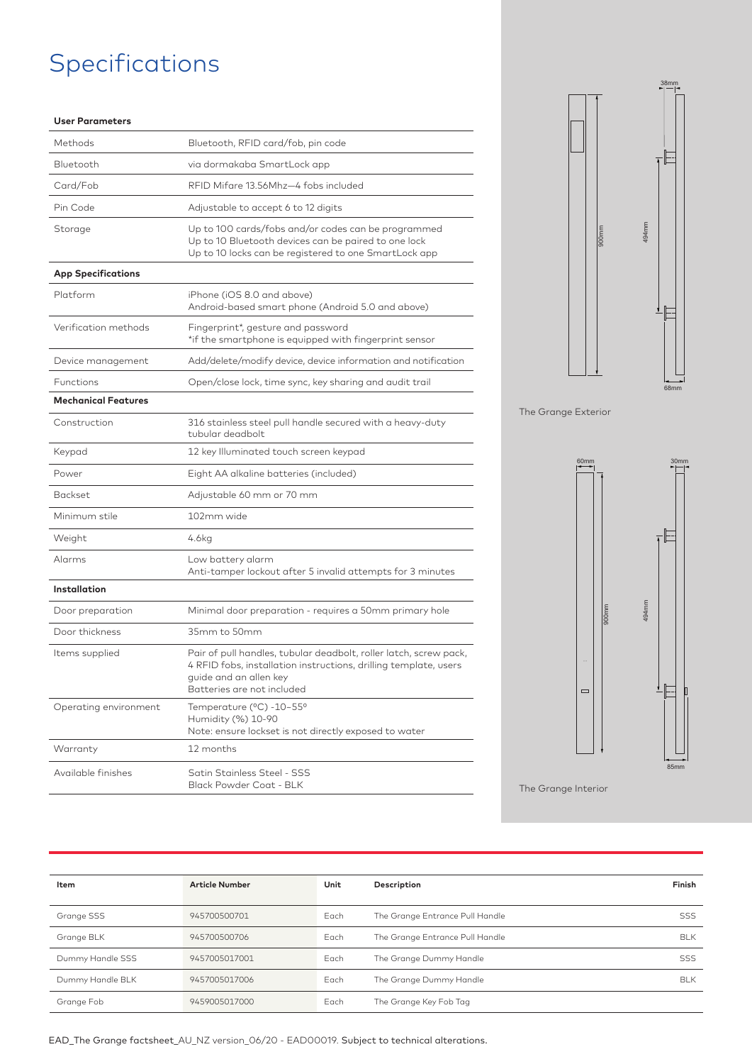# Specifications

| **User Parameters** | |
|---|---|
| Methods | Bluetooth, RFID card/fob, pin code |
| Bluetooth | via dormakaba SmartLock app |
| Card/Fob | RFID Mifare 13.56Mhz—4 fobs included |
| Pin Code | Adjustable to accept 6 to 12 digits |
| Storage | Up to 100 cards/fobs and/or codes can be programmed<br>Up to 10 Bluetooth devices can be paired to one lock<br>Up to 10 locks can be registered to one SmartLock app |
| **App Specifications** | |
| Platform | iPhone (iOS 8.0 and above)<br>Android-based smart phone (Android 5.0 and above) |
| Verification methods | Fingerprint*, gesture and password<br>*if the smartphone is equipped with fingerprint sensor |
| Device management | Add/delete/modify device, device information and notification |
| Functions | Open/close lock, time sync, key sharing and audit trail |
| **Mechanical Features** | |
| Construction | 316 stainless steel pull handle secured with a heavy-duty tubular deadbolt |
| Keypad | 12 key Illuminated touch screen keypad |
| Power | Eight AA alkaline batteries (included) |
| Backset | Adjustable 60 mm or 70 mm |
| Minimum stile | 102mm wide |
| Weight | 4.6kg |
| Alarms | Low battery alarm<br>Anti-tamper lockout after 5 invalid attempts for 3 minutes |
| **Installation** | |
| Door preparation | Minimal door preparation - requires a 50mm primary hole |
| Door thickness | 35mm to 50mm |
| Items supplied | Pair of pull handles, tubular deadbolt, roller latch, screw pack, 4 RFID fobs, installation instructions, drilling template, users guide and an allen key<br>Batteries are not included |
| Operating environment | Temperature (°C) -10–55°<br>Humidity (%) 10-90<br>Note: ensure lockset is not directly exposed to water |
| Warranty | 12 months |
| Available finishes | Satin Stainless Steel - SSS<br>Black Powder Coat - BLK |

38mm

900mm

494mm

68mm

The Grange Exterior

60mm

30mm

900mm

494mm

85mm

The Grange Interior

| Item | Article Number | Unit | Description | Finish |
|---|---|---|---|---|
| Grange SSS | 945700500701 | Each | The Grange Entrance Pull Handle | SSS |
| Grange BLK | 945700500706 | Each | The Grange Entrance Pull Handle | BLK |
| Dummy Handle SSS | 9457005017001 | Each | The Grange Dummy Handle | SSS |
| Dummy Handle BLK | 9457005017006 | Each | The Grange Dummy Handle | BLK |
| Grange Fob | 9459005017000 | Each | The Grange Key Fob Tag | |

EAD_The Grange factsheet_AU_NZ version_06/20 - EAD00019. Subject to technical alterations.